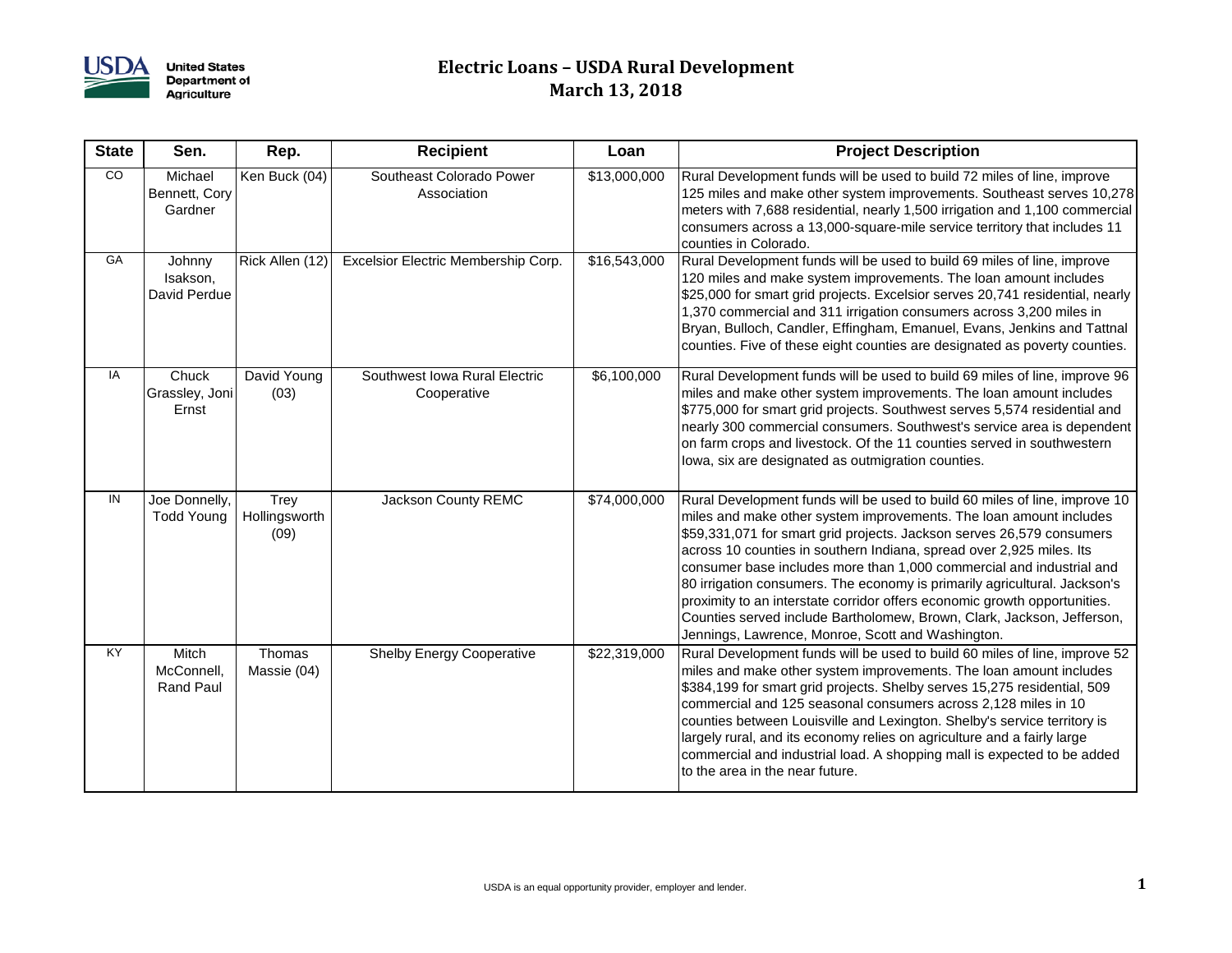# Electric Loans – USDA Rural Development

## March 13, 2018

| State | Sen. | Rep. | Recipient | Loan | Project Description |
|---|---|---|---|---|---|
| CO | Michael Bennett, Cory Gardner | Ken Buck (04) | Southeast Colorado Power Association | $13,000,000 | Rural Development funds will be used to build 72 miles of line, improve 125 miles and make other system improvements. Southeast serves 10,278 meters with 7,688 residential, nearly 1,500 irrigation and 1,100 commercial consumers across a 13,000-square-mile service territory that includes 11 counties in Colorado. |
| GA | Johnny Isakson, David Perdue | Rick Allen (12) | Excelsior Electric Membership Corp. | $16,543,000 | Rural Development funds will be used to build 69 miles of line, improve 120 miles and make system improvements. The loan amount includes $25,000 for smart grid projects. Excelsior serves 20,741 residential, nearly 1,370 commercial and 311 irrigation consumers across 3,200 miles in Bryan, Bulloch, Candler, Effingham, Emanuel, Evans, Jenkins and Tattnal counties. Five of these eight counties are designated as poverty counties. |
| IA | Chuck Grassley, Joni Ernst | David Young (03) | Southwest Iowa Rural Electric Cooperative | $6,100,000 | Rural Development funds will be used to build 69 miles of line, improve 96 miles and make other system improvements. The loan amount includes $775,000 for smart grid projects. Southwest serves 5,574 residential and nearly 300 commercial consumers. Southwest's service area is dependent on farm crops and livestock. Of the 11 counties served in southwestern Iowa, six are designated as outmigration counties. |
| IN | Joe Donnelly, Todd Young | Trey Hollingsworth (09) | Jackson County REMC | $74,000,000 | Rural Development funds will be used to build 60 miles of line, improve 10 miles and make other system improvements. The loan amount includes $59,331,071 for smart grid projects. Jackson serves 26,579 consumers across 10 counties in southern Indiana, spread over 2,925 miles. Its consumer base includes more than 1,000 commercial and industrial and 80 irrigation consumers. The economy is primarily agricultural. Jackson's proximity to an interstate corridor offers economic growth opportunities. Counties served include Bartholomew, Brown, Clark, Jackson, Jefferson, Jennings, Lawrence, Monroe, Scott and Washington. |
| KY | Mitch McConnell, Rand Paul | Thomas Massie (04) | Shelby Energy Cooperative | $22,319,000 | Rural Development funds will be used to build 60 miles of line, improve 52 miles and make other system improvements. The loan amount includes $384,199 for smart grid projects. Shelby serves 15,275 residential, 509 commercial and 125 seasonal consumers across 2,128 miles in 10 counties between Louisville and Lexington. Shelby's service territory is largely rural, and its economy relies on agriculture and a fairly large commercial and industrial load. A shopping mall is expected to be added to the area in the near future. |

USDA is an equal opportunity provider, employer and lender.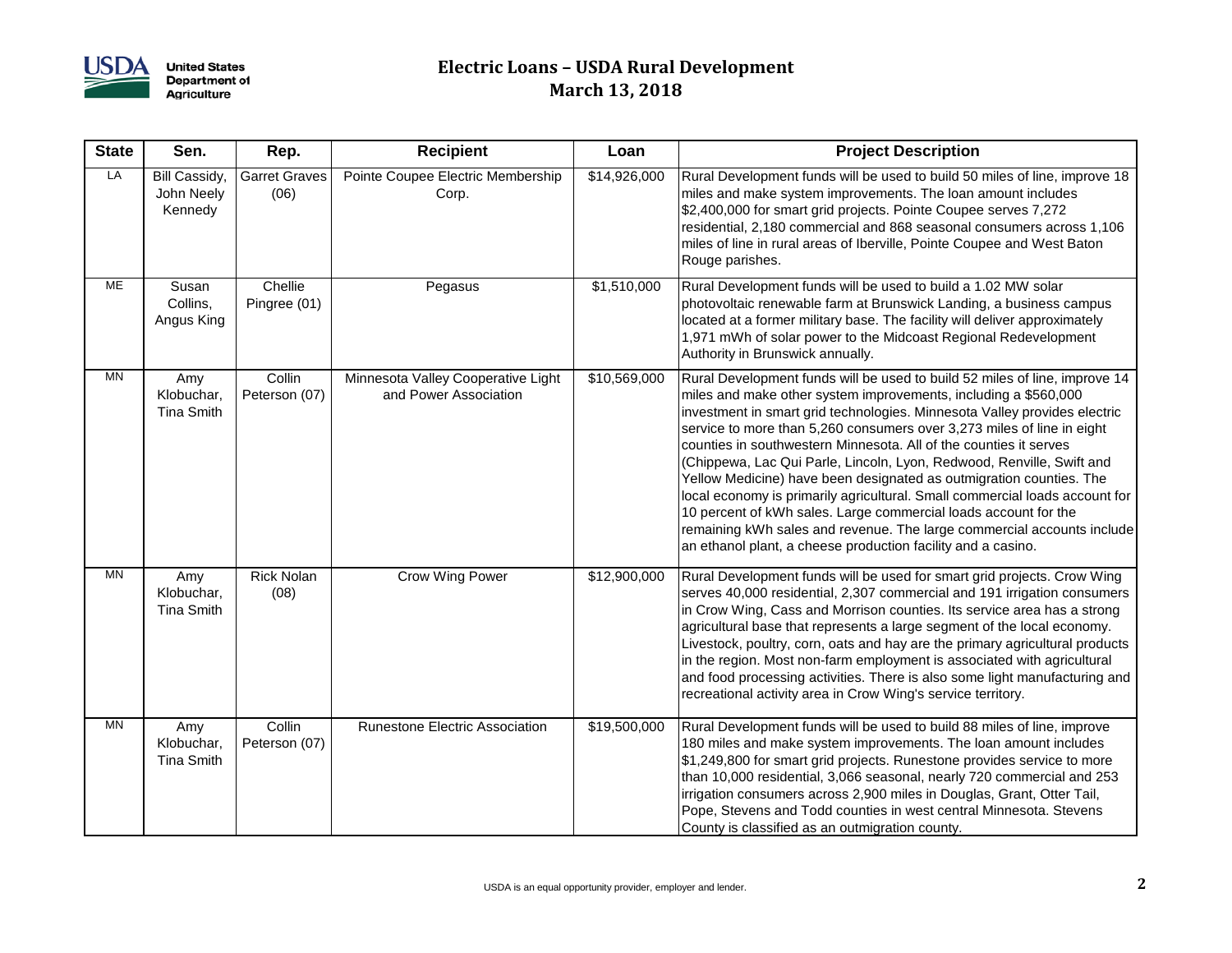# Electric Loans – USDA Rural Development
## March 13, 2018

| State | Sen. | Rep. | Recipient | Loan | Project Description |
|---|---|---|---|---|---|
| LA | Bill Cassidy, John Neely Kennedy | Garret Graves (06) | Pointe Coupee Electric Membership Corp. | $14,926,000 | Rural Development funds will be used to build 50 miles of line, improve 18 miles and make system improvements. The loan amount includes $2,400,000 for smart grid projects. Pointe Coupee serves 7,272 residential, 2,180 commercial and 868 seasonal consumers across 1,106 miles of line in rural areas of Iberville, Pointe Coupee and West Baton Rouge parishes. |
| ME | Susan Collins, Angus King | Chellie Pingree (01) | Pegasus | $1,510,000 | Rural Development funds will be used to build a 1.02 MW solar photovoltaic renewable farm at Brunswick Landing, a business campus located at a former military base. The facility will deliver approximately 1,971 mWh of solar power to the Midcoast Regional Redevelopment Authority in Brunswick annually. |
| MN | Amy Klobuchar, Tina Smith | Collin Peterson (07) | Minnesota Valley Cooperative Light and Power Association | $10,569,000 | Rural Development funds will be used to build 52 miles of line, improve 14 miles and make other system improvements, including a $560,000 investment in smart grid technologies. Minnesota Valley provides electric service to more than 5,260 consumers over 3,273 miles of line in eight counties in southwestern Minnesota. All of the counties it serves (Chippewa, Lac Qui Parle, Lincoln, Lyon, Redwood, Renville, Swift and Yellow Medicine) have been designated as outmigration counties. The local economy is primarily agricultural. Small commercial loads account for 10 percent of kWh sales. Large commercial loads account for the remaining kWh sales and revenue. The large commercial accounts include an ethanol plant, a cheese production facility and a casino. |
| MN | Amy Klobuchar, Tina Smith | Rick Nolan (08) | Crow Wing Power | $12,900,000 | Rural Development funds will be used for smart grid projects. Crow Wing serves 40,000 residential, 2,307 commercial and 191 irrigation consumers in Crow Wing, Cass and Morrison counties. Its service area has a strong agricultural base that represents a large segment of the local economy. Livestock, poultry, corn, oats and hay are the primary agricultural products in the region. Most non-farm employment is associated with agricultural and food processing activities. There is also some light manufacturing and recreational activity area in Crow Wing's service territory. |
| MN | Amy Klobuchar, Tina Smith | Collin Peterson (07) | Runestone Electric Association | $19,500,000 | Rural Development funds will be used to build 88 miles of line, improve 180 miles and make system improvements. The loan amount includes $1,249,800 for smart grid projects. Runestone provides service to more than 10,000 residential, 3,066 seasonal, nearly 720 commercial and 253 irrigation consumers across 2,900 miles in Douglas, Grant, Otter Tail, Pope, Stevens and Todd counties in west central Minnesota. Stevens County is classified as an outmigration county. |

USDA is an equal opportunity provider, employer and lender.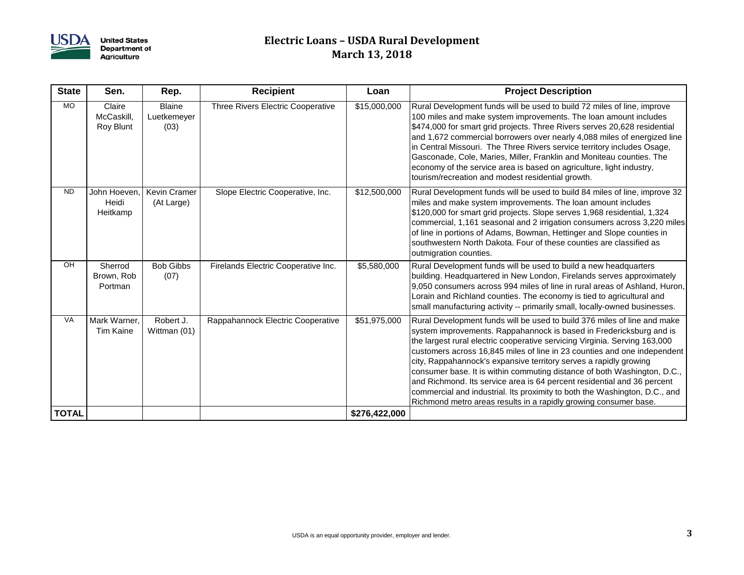# Electric Loans – USDA Rural Development
## March 13, 2018

| State | Sen. | Rep. | Recipient | Loan | Project Description |
|---|---|---|---|---|---|
| MO | Claire McCaskill, Roy Blunt | Blaine Luetkemeyer (03) | Three Rivers Electric Cooperative | $15,000,000 | Rural Development funds will be used to build 72 miles of line, improve 100 miles and make system improvements. The loan amount includes $474,000 for smart grid projects. Three Rivers serves 20,628 residential and 1,672 commercial borrowers over nearly 4,088 miles of energized line in Central Missouri. The Three Rivers service territory includes Osage, Gasconade, Cole, Maries, Miller, Franklin and Moniteau counties. The economy of the service area is based on agriculture, light industry, tourism/recreation and modest residential growth. |
| ND | John Hoeven, Heidi Heitkamp | Kevin Cramer (At Large) | Slope Electric Cooperative, Inc. | $12,500,000 | Rural Development funds will be used to build 84 miles of line, improve 32 miles and make system improvements. The loan amount includes $120,000 for smart grid projects. Slope serves 1,968 residential, 1,324 commercial, 1,161 seasonal and 2 irrigation consumers across 3,220 miles of line in portions of Adams, Bowman, Hettinger and Slope counties in southwestern North Dakota. Four of these counties are classified as outmigration counties. |
| OH | Sherrod Brown, Rob Portman | Bob Gibbs (07) | Firelands Electric Cooperative Inc. | $5,580,000 | Rural Development funds will be used to build a new headquarters building. Headquartered in New London, Firelands serves approximately 9,050 consumers across 994 miles of line in rural areas of Ashland, Huron, Lorain and Richland counties. The economy is tied to agricultural and small manufacturing activity -- primarily small, locally-owned businesses. |
| VA | Mark Warner, Tim Kaine | Robert J. Wittman (01) | Rappahannock Electric Cooperative | $51,975,000 | Rural Development funds will be used to build 376 miles of line and make system improvements. Rappahannock is based in Fredericksburg and is the largest rural electric cooperative servicing Virginia. Serving 163,000 customers across 16,845 miles of line in 23 counties and one independent city, Rappahannock's expansive territory serves a rapidly growing consumer base. It is within commuting distance of both Washington, D.C., and Richmond. Its service area is 64 percent residential and 36 percent commercial and industrial. Its proximity to both the Washington, D.C., and Richmond metro areas results in a rapidly growing consumer base. |
| **TOTAL** | | | | **$276,422,000** | |

USDA is an equal opportunity provider, employer and lender.